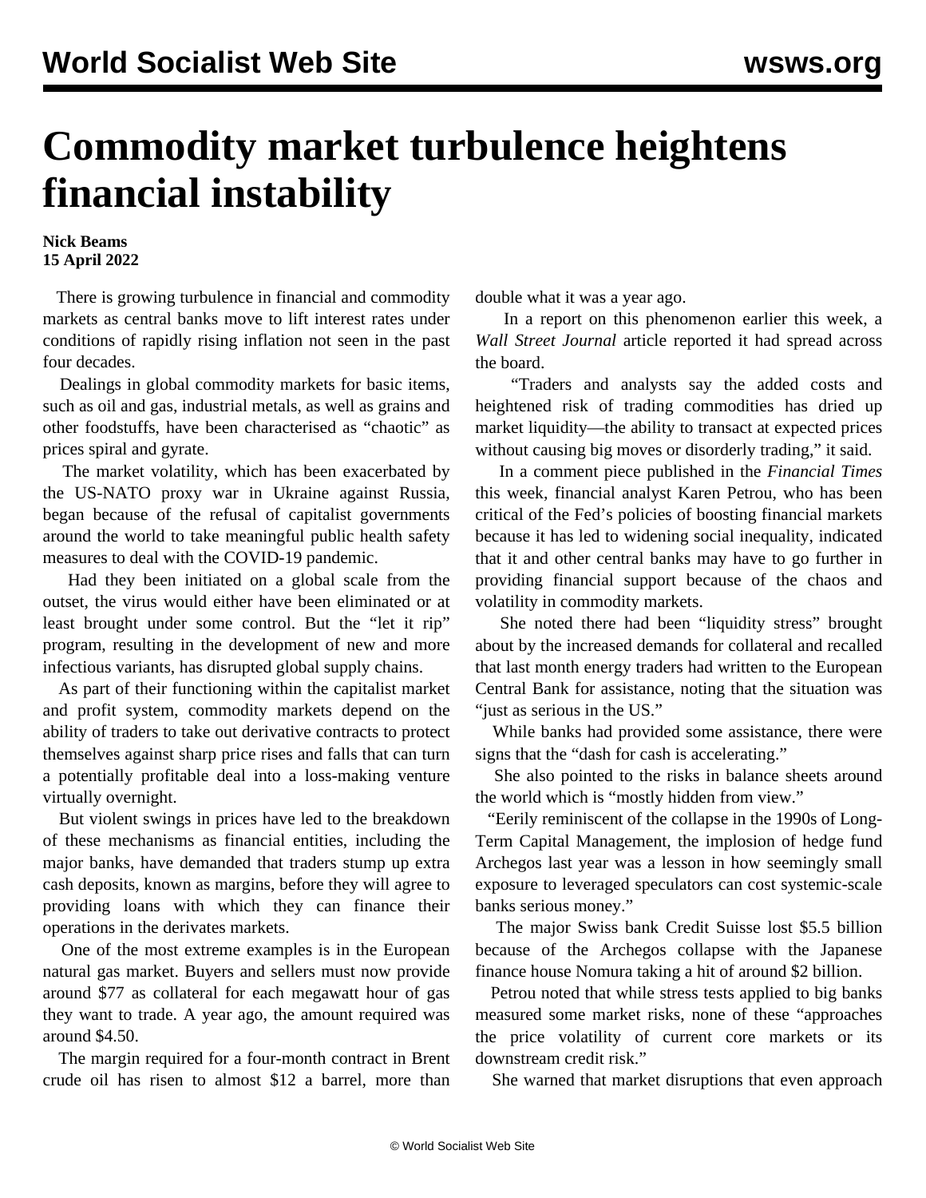# Commodity market turbulence heightens financial instability

**Nick Beams**
**15 April 2022**

There is growing turbulence in financial and commodity markets as central banks move to lift interest rates under conditions of rapidly rising inflation not seen in the past four decades.

Dealings in global commodity markets for basic items, such as oil and gas, industrial metals, as well as grains and other foodstuffs, have been characterised as "chaotic" as prices spiral and gyrate.

The market volatility, which has been exacerbated by the US-NATO proxy war in Ukraine against Russia, began because of the refusal of capitalist governments around the world to take meaningful public health safety measures to deal with the COVID-19 pandemic.

Had they been initiated on a global scale from the outset, the virus would either have been eliminated or at least brought under some control. But the "let it rip" program, resulting in the development of new and more infectious variants, has disrupted global supply chains.

As part of their functioning within the capitalist market and profit system, commodity markets depend on the ability of traders to take out derivative contracts to protect themselves against sharp price rises and falls that can turn a potentially profitable deal into a loss-making venture virtually overnight.

But violent swings in prices have led to the breakdown of these mechanisms as financial entities, including the major banks, have demanded that traders stump up extra cash deposits, known as margins, before they will agree to providing loans with which they can finance their operations in the derivates markets.

One of the most extreme examples is in the European natural gas market. Buyers and sellers must now provide around $77 as collateral for each megawatt hour of gas they want to trade. A year ago, the amount required was around $4.50.

The margin required for a four-month contract in Brent crude oil has risen to almost $12 a barrel, more than double what it was a year ago.

In a report on this phenomenon earlier this week, a *Wall Street Journal* article reported it had spread across the board.

"Traders and analysts say the added costs and heightened risk of trading commodities has dried up market liquidity—the ability to transact at expected prices without causing big moves or disorderly trading," it said.

In a comment piece published in the *Financial Times* this week, financial analyst Karen Petrou, who has been critical of the Fed's policies of boosting financial markets because it has led to widening social inequality, indicated that it and other central banks may have to go further in providing financial support because of the chaos and volatility in commodity markets.

She noted there had been "liquidity stress" brought about by the increased demands for collateral and recalled that last month energy traders had written to the European Central Bank for assistance, noting that the situation was "just as serious in the US."

While banks had provided some assistance, there were signs that the "dash for cash is accelerating."

She also pointed to the risks in balance sheets around the world which is "mostly hidden from view."

"Eerily reminiscent of the collapse in the 1990s of Long-Term Capital Management, the implosion of hedge fund Archegos last year was a lesson in how seemingly small exposure to leveraged speculators can cost systemic-scale banks serious money."

The major Swiss bank Credit Suisse lost $5.5 billion because of the Archegos collapse with the Japanese finance house Nomura taking a hit of around $2 billion.

Petrou noted that while stress tests applied to big banks measured some market risks, none of these "approaches the price volatility of current core markets or its downstream credit risk."

She warned that market disruptions that even approach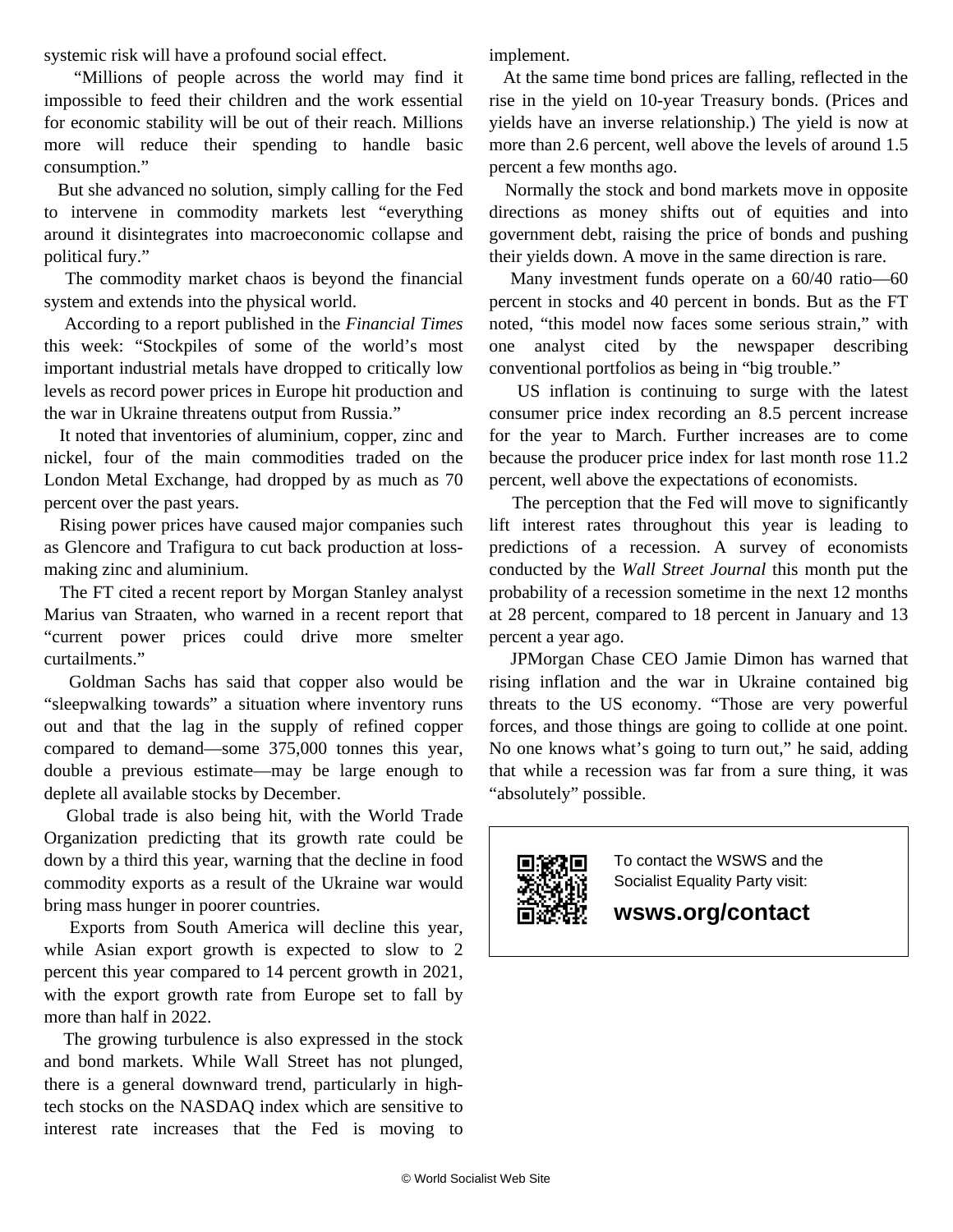systemic risk will have a profound social effect.

"Millions of people across the world may find it impossible to feed their children and the work essential for economic stability will be out of their reach. Millions more will reduce their spending to handle basic consumption."

But she advanced no solution, simply calling for the Fed to intervene in commodity markets lest "everything around it disintegrates into macroeconomic collapse and political fury."

The commodity market chaos is beyond the financial system and extends into the physical world.

According to a report published in the *Financial Times* this week: "Stockpiles of some of the world's most important industrial metals have dropped to critically low levels as record power prices in Europe hit production and the war in Ukraine threatens output from Russia."

It noted that inventories of aluminium, copper, zinc and nickel, four of the main commodities traded on the London Metal Exchange, had dropped by as much as 70 percent over the past years.

Rising power prices have caused major companies such as Glencore and Trafigura to cut back production at loss-making zinc and aluminium.

The FT cited a recent report by Morgan Stanley analyst Marius van Straaten, who warned in a recent report that "current power prices could drive more smelter curtailments."

Goldman Sachs has said that copper also would be "sleepwalking towards" a situation where inventory runs out and that the lag in the supply of refined copper compared to demand—some 375,000 tonnes this year, double a previous estimate—may be large enough to deplete all available stocks by December.

Global trade is also being hit, with the World Trade Organization predicting that its growth rate could be down by a third this year, warning that the decline in food commodity exports as a result of the Ukraine war would bring mass hunger in poorer countries.

Exports from South America will decline this year, while Asian export growth is expected to slow to 2 percent this year compared to 14 percent growth in 2021, with the export growth rate from Europe set to fall by more than half in 2022.

The growing turbulence is also expressed in the stock and bond markets. While Wall Street has not plunged, there is a general downward trend, particularly in high-tech stocks on the NASDAQ index which are sensitive to interest rate increases that the Fed is moving to implement.

At the same time bond prices are falling, reflected in the rise in the yield on 10-year Treasury bonds. (Prices and yields have an inverse relationship.) The yield is now at more than 2.6 percent, well above the levels of around 1.5 percent a few months ago.

Normally the stock and bond markets move in opposite directions as money shifts out of equities and into government debt, raising the price of bonds and pushing their yields down. A move in the same direction is rare.

Many investment funds operate on a 60/40 ratio—60 percent in stocks and 40 percent in bonds. But as the FT noted, "this model now faces some serious strain," with one analyst cited by the newspaper describing conventional portfolios as being in "big trouble."

US inflation is continuing to surge with the latest consumer price index recording an 8.5 percent increase for the year to March. Further increases are to come because the producer price index for last month rose 11.2 percent, well above the expectations of economists.

The perception that the Fed will move to significantly lift interest rates throughout this year is leading to predictions of a recession. A survey of economists conducted by the *Wall Street Journal* this month put the probability of a recession sometime in the next 12 months at 28 percent, compared to 18 percent in January and 13 percent a year ago.

JPMorgan Chase CEO Jamie Dimon has warned that rising inflation and the war in Ukraine contained big threats to the US economy. "Those are very powerful forces, and those things are going to collide at one point. No one knows what's going to turn out," he said, adding that while a recession was far from a sure thing, it was "absolutely" possible.

To contact the WSWS and the Socialist Equality Party visit:

**wsws.org/contact**